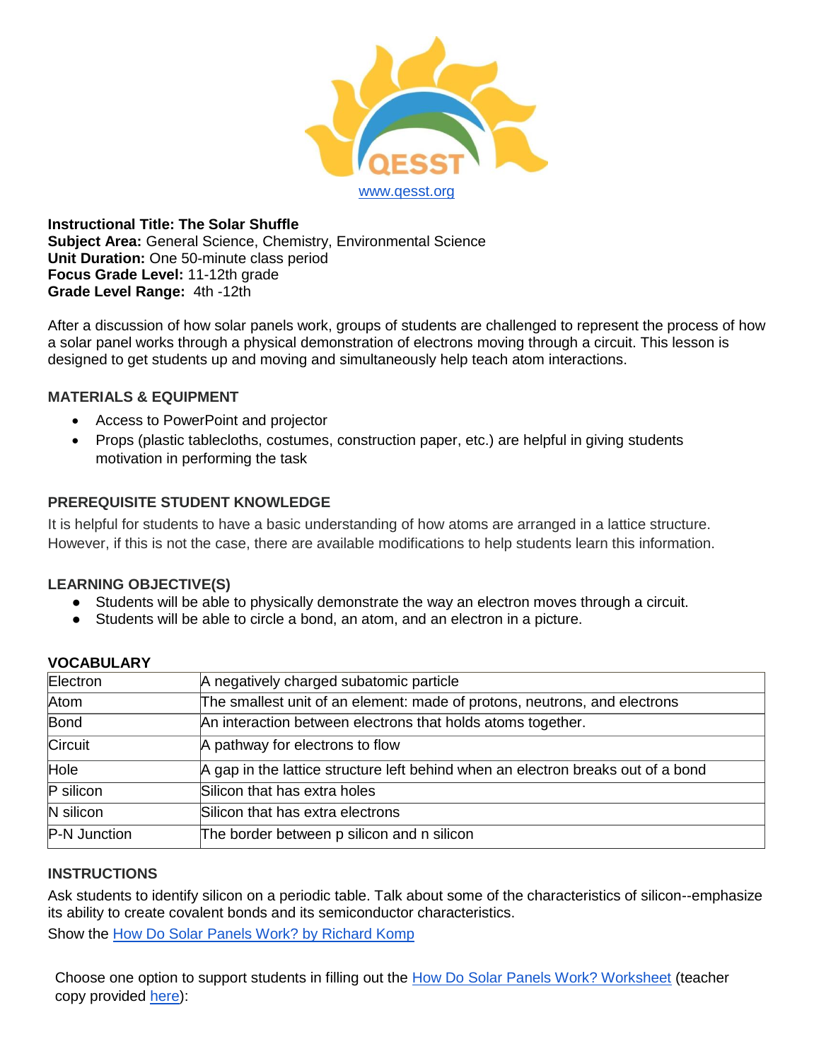QESST

www.qesst.org

**Instructional Title: The Solar Shuffle**
**Subject Area:** General Science, Chemistry, Environmental Science
**Unit Duration:** One 50-minute class period
**Focus Grade Level:** 11-12th grade
**Grade Level Range:** 4th -12th

After a discussion of how solar panels work, groups of students are challenged to represent the process of how a solar panel works through a physical demonstration of electrons moving through a circuit. This lesson is designed to get students up and moving and simultaneously help teach atom interactions.

## MATERIALS & EQUIPMENT

- Access to PowerPoint and projector
- Props (plastic tablecloths, costumes, construction paper, etc.) are helpful in giving students motivation in performing the task

## PREREQUISITE STUDENT KNOWLEDGE

It is helpful for students to have a basic understanding of how atoms are arranged in a lattice structure. However, if this is not the case, there are available modifications to help students learn this information.

## LEARNING OBJECTIVE(S)

- Students will be able to physically demonstrate the way an electron moves through a circuit.
- Students will be able to circle a bond, an atom, and an electron in a picture.

## VOCABULARY

| | |
|---|---|
| Electron | A negatively charged subatomic particle |
| Atom | The smallest unit of an element: made of protons, neutrons, and electrons |
| Bond | An interaction between electrons that holds atoms together. |
| Circuit | A pathway for electrons to flow |
| Hole | A gap in the lattice structure left behind when an electron breaks out of a bond |
| P silicon | Silicon that has extra holes |
| N silicon | Silicon that has extra electrons |
| P-N Junction | The border between p silicon and n silicon |

## INSTRUCTIONS

Ask students to identify silicon on a periodic table. Talk about some of the characteristics of silicon--emphasize its ability to create covalent bonds and its semiconductor characteristics.

Show the How Do Solar Panels Work? by Richard Komp

Choose one option to support students in filling out the How Do Solar Panels Work? Worksheet (teacher copy provided here):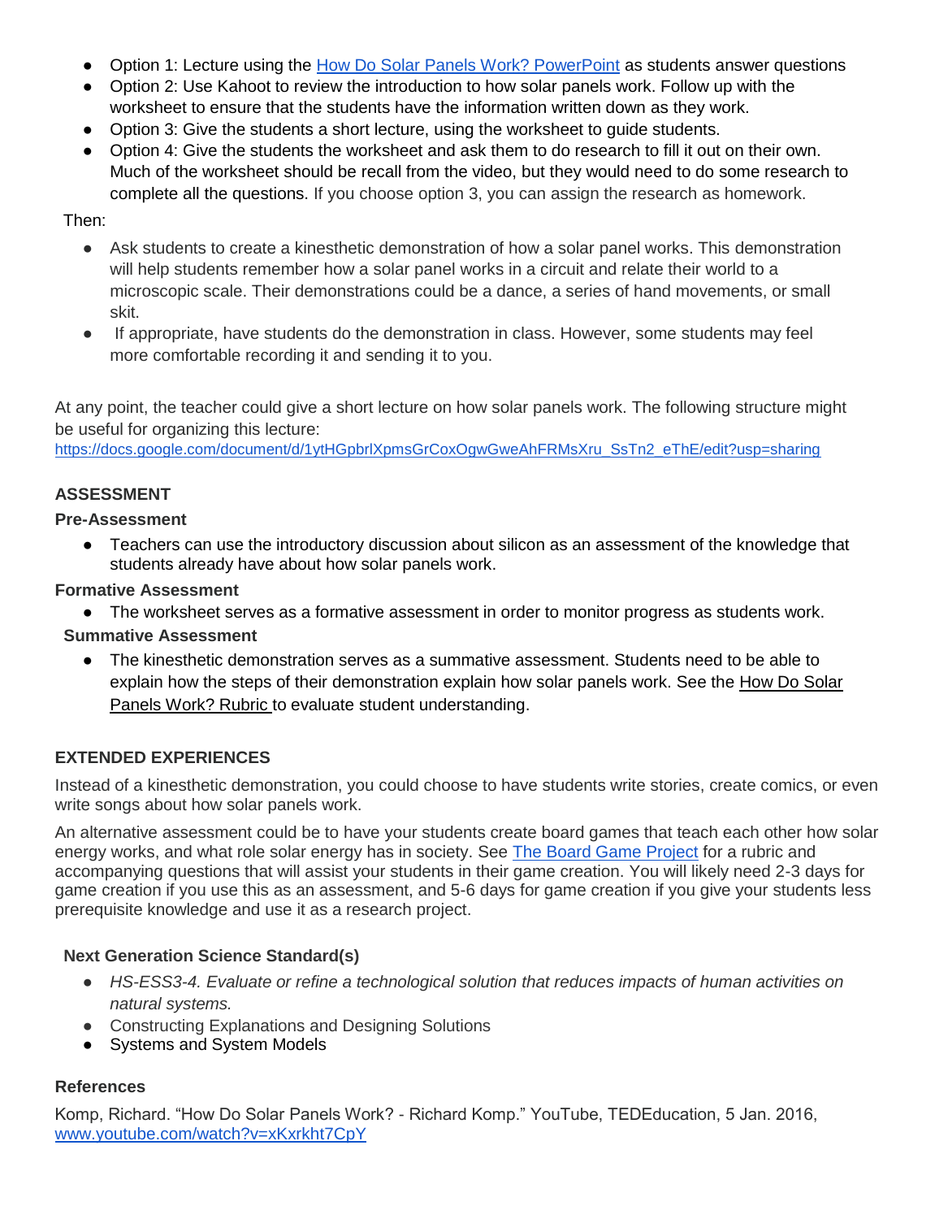- Option 1: Lecture using the [How Do Solar Panels Work? PowerPoint] as students answer questions
- Option 2: Use Kahoot to review the introduction to how solar panels work. Follow up with the worksheet to ensure that the students have the information written down as they work.
- Option 3: Give the students a short lecture, using the worksheet to guide students.
- Option 4: Give the students the worksheet and ask them to do research to fill it out on their own. Much of the worksheet should be recall from the video, but they would need to do some research to complete all the questions. If you choose option 3, you can assign the research as homework.

Then:

- Ask students to create a kinesthetic demonstration of how a solar panel works. This demonstration will help students remember how a solar panel works in a circuit and relate their world to a microscopic scale. Their demonstrations could be a dance, a series of hand movements, or small skit.
- If appropriate, have students do the demonstration in class. However, some students may feel more comfortable recording it and sending it to you.

At any point, the teacher could give a short lecture on how solar panels work. The following structure might be useful for organizing this lecture:
https://docs.google.com/document/d/1ytHGpbrlXpmsGrCoxOgwGweAhFRMsXru_SsTn2_eThE/edit?usp=sharing

## ASSESSMENT

### Pre-Assessment

- Teachers can use the introductory discussion about silicon as an assessment of the knowledge that students already have about how solar panels work.

### Formative Assessment

- The worksheet serves as a formative assessment in order to monitor progress as students work.

### Summative Assessment

- The kinesthetic demonstration serves as a summative assessment. Students need to be able to explain how the steps of their demonstration explain how solar panels work. See the How Do Solar Panels Work? Rubric to evaluate student understanding.

## EXTENDED EXPERIENCES

Instead of a kinesthetic demonstration, you could choose to have students write stories, create comics, or even write songs about how solar panels work.

An alternative assessment could be to have your students create board games that teach each other how solar energy works, and what role solar energy has in society. See [The Board Game Project] for a rubric and accompanying questions that will assist your students in their game creation. You will likely need 2-3 days for game creation if you use this as an assessment, and 5-6 days for game creation if you give your students less prerequisite knowledge and use it as a research project.

### Next Generation Science Standard(s)

- *HS-ESS3-4. Evaluate or refine a technological solution that reduces impacts of human activities on natural systems.*
- Constructing Explanations and Designing Solutions
- Systems and System Models

### References

Komp, Richard. "How Do Solar Panels Work? - Richard Komp." YouTube, TEDEducation, 5 Jan. 2016, www.youtube.com/watch?v=xKxrkht7CpY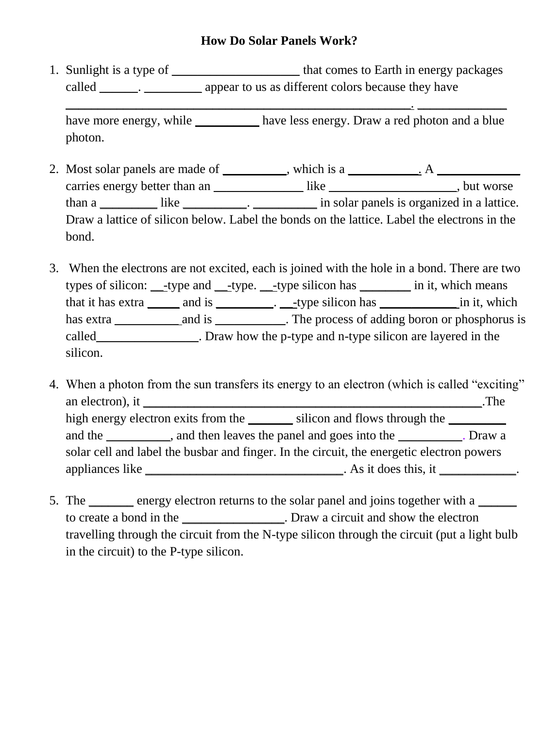# How Do Solar Panels Work?

1. Sunlight is a type of ____________________ that comes to Earth in energy packages called ______. _________ appear to us as different colors because they have _______________________________________________________. ______________ have more energy, while __________ have less energy. Draw a red photon and a blue photon.

2. Most solar panels are made of __________, which is a ___________. A _____________ carries energy better than an ______________ like ____________________, but worse than a _________ like __________. __________ in solar panels is organized in a lattice. Draw a lattice of silicon below. Label the bonds on the lattice. Label the electrons in the bond.

3. When the electrons are not excited, each is joined with the hole in a bond. There are two types of silicon: __-type and __-type. __-type silicon has ________ in it, which means that it has extra _____ and is _________. __-type silicon has ____________ in it, which has extra __________ and is ___________. The process of adding boron or phosphorus is called________________. Draw how the p-type and n-type silicon are layered in the silicon.

4. When a photon from the sun transfers its energy to an electron (which is called "exciting" an electron), it ______________________________________________________.The high energy electron exits from the _______ silicon and flows through the _________ and the __________, and then leaves the panel and goes into the __________. Draw a solar cell and label the busbar and finger. In the circuit, the energetic electron powers appliances like _______________________________. As it does this, it ____________.

5. The _______ energy electron returns to the solar panel and joins together with a ______ to create a bond in the ________________. Draw a circuit and show the electron travelling through the circuit from the N-type silicon through the circuit (put a light bulb in the circuit) to the P-type silicon.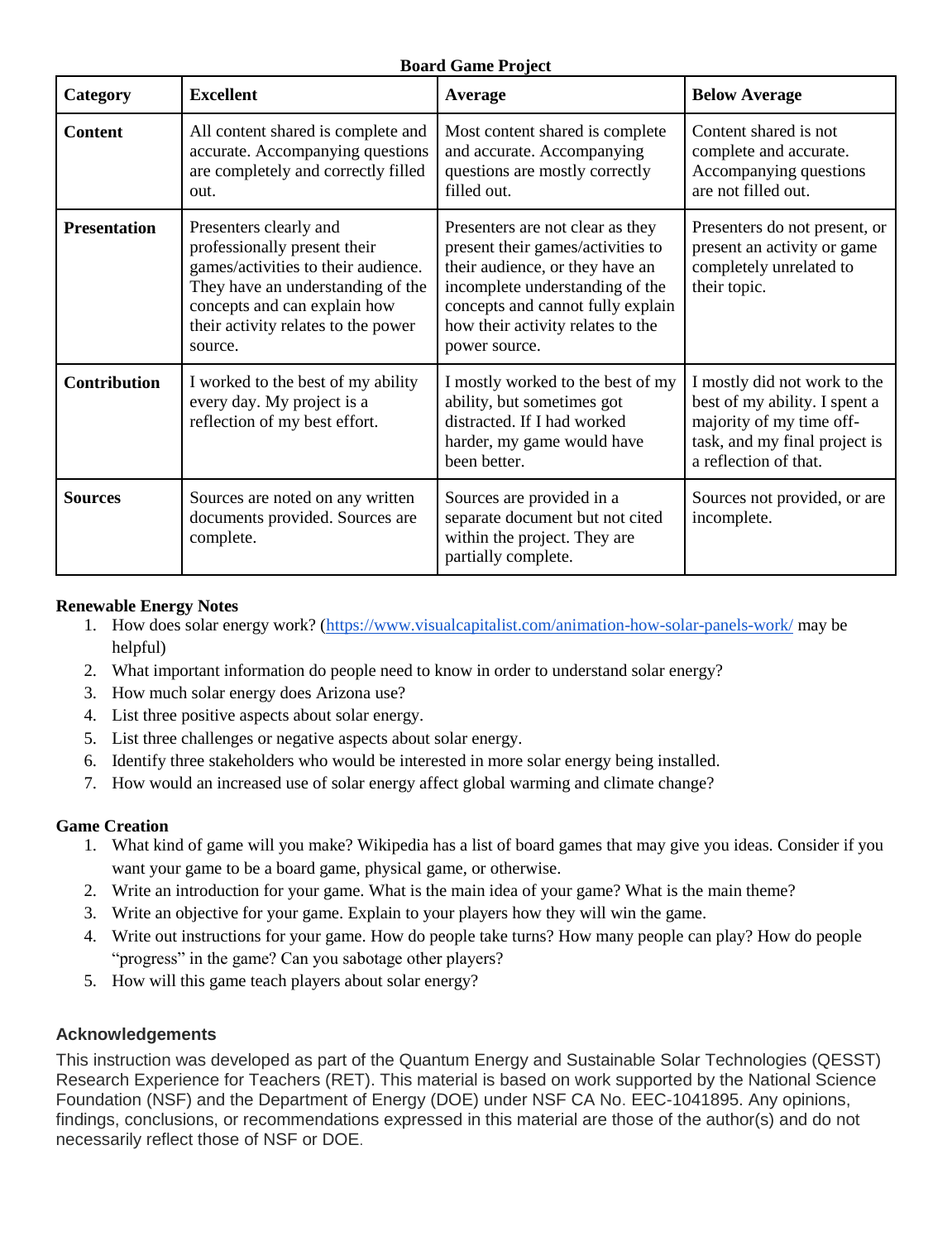**Board Game Project**

| Category | Excellent | Average | Below Average |
| --- | --- | --- | --- |
| **Content** | All content shared is complete and accurate. Accompanying questions are completely and correctly filled out. | Most content shared is complete and accurate. Accompanying questions are mostly correctly filled out. | Content shared is not complete and accurate. Accompanying questions are not filled out. |
| **Presentation** | Presenters clearly and professionally present their games/activities to their audience. They have an understanding of the concepts and can explain how their activity relates to the power source. | Presenters are not clear as they present their games/activities to their audience, or they have an incomplete understanding of the concepts and cannot fully explain how their activity relates to the power source. | Presenters do not present, or present an activity or game completely unrelated to their topic. |
| **Contribution** | I worked to the best of my ability every day. My project is a reflection of my best effort. | I mostly worked to the best of my ability, but sometimes got distracted. If I had worked harder, my game would have been better. | I mostly did not work to the best of my ability. I spent a majority of my time off-task, and my final project is a reflection of that. |
| **Sources** | Sources are noted on any written documents provided. Sources are complete. | Sources are provided in a separate document but not cited within the project. They are partially complete. | Sources not provided, or are incomplete. |

**Renewable Energy Notes**

1. How does solar energy work? (https://www.visualcapitalist.com/animation-how-solar-panels-work/ may be helpful)
2. What important information do people need to know in order to understand solar energy?
3. How much solar energy does Arizona use?
4. List three positive aspects about solar energy.
5. List three challenges or negative aspects about solar energy.
6. Identify three stakeholders who would be interested in more solar energy being installed.
7. How would an increased use of solar energy affect global warming and climate change?

**Game Creation**

1. What kind of game will you make? Wikipedia has a list of board games that may give you ideas. Consider if you want your game to be a board game, physical game, or otherwise.
2. Write an introduction for your game. What is the main idea of your game? What is the main theme?
3. Write an objective for your game. Explain to your players how they will win the game.
4. Write out instructions for your game. How do people take turns? How many people can play? How do people "progress" in the game? Can you sabotage other players?
5. How will this game teach players about solar energy?

## Acknowledgements

This instruction was developed as part of the Quantum Energy and Sustainable Solar Technologies (QESST) Research Experience for Teachers (RET). This material is based on work supported by the National Science Foundation (NSF) and the Department of Energy (DOE) under NSF CA No. EEC-1041895. Any opinions, findings, conclusions, or recommendations expressed in this material are those of the author(s) and do not necessarily reflect those of NSF or DOE.